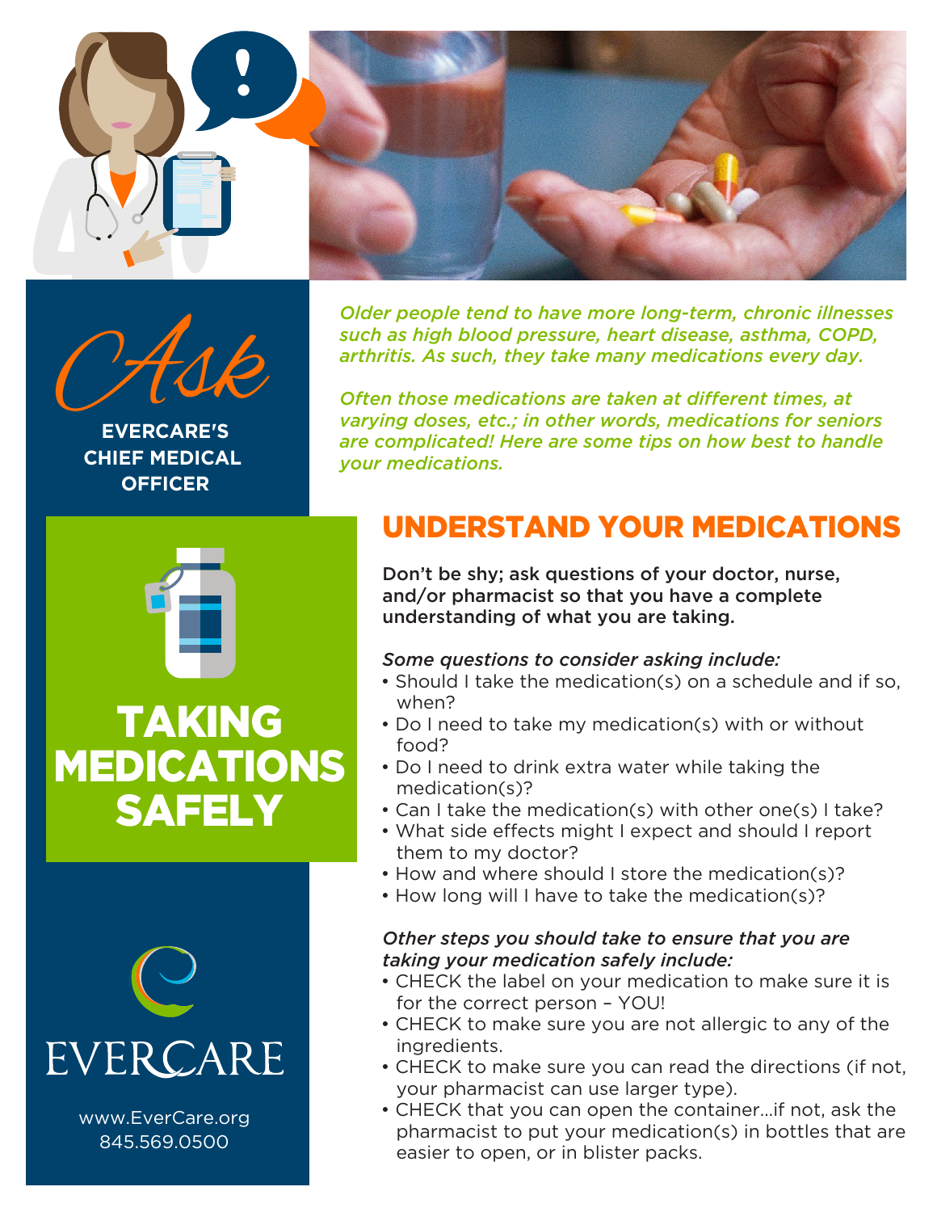# Ask

**EVERCARE'S CHIEF MEDICAL OFFICER**

# TAKING MEDICATIONS SAFELY

*Older people tend to have more long-term, chronic illnesses such as high blood pressure, heart disease, asthma, COPD, arthritis. As such, they take many medications every day.*

*Often those medications are taken at different times, at varying doses, etc.; in other words, medications for seniors are complicated! Here are some tips on how best to handle your medications.*

## UNDERSTAND YOUR MEDICATIONS

**Don't be shy; ask questions of your doctor, nurse, and/or pharmacist so that you have a complete understanding of what you are taking.**

*Some questions to consider asking include:*

- Should I take the medication(s) on a schedule and if so, when?
- Do I need to take my medication(s) with or without food?
- Do I need to drink extra water while taking the medication(s)?
- Can I take the medication(s) with other one(s) I take?
- What side effects might I expect and should I report them to my doctor?
- How and where should I store the medication(s)?
- How long will I have to take the medication(s)?

*Other steps you should take to ensure that you are taking your medication safely include:*

- CHECK the label on your medication to make sure it is for the correct person – YOU!
- CHECK to make sure you are not allergic to any of the ingredients.
- CHECK to make sure you can read the directions (if not, your pharmacist can use larger type).
- CHECK that you can open the container…if not, ask the pharmacist to put your medication(s) in bottles that are easier to open, or in blister packs.

EVERCARE

www.EverCare.org
845.569.0500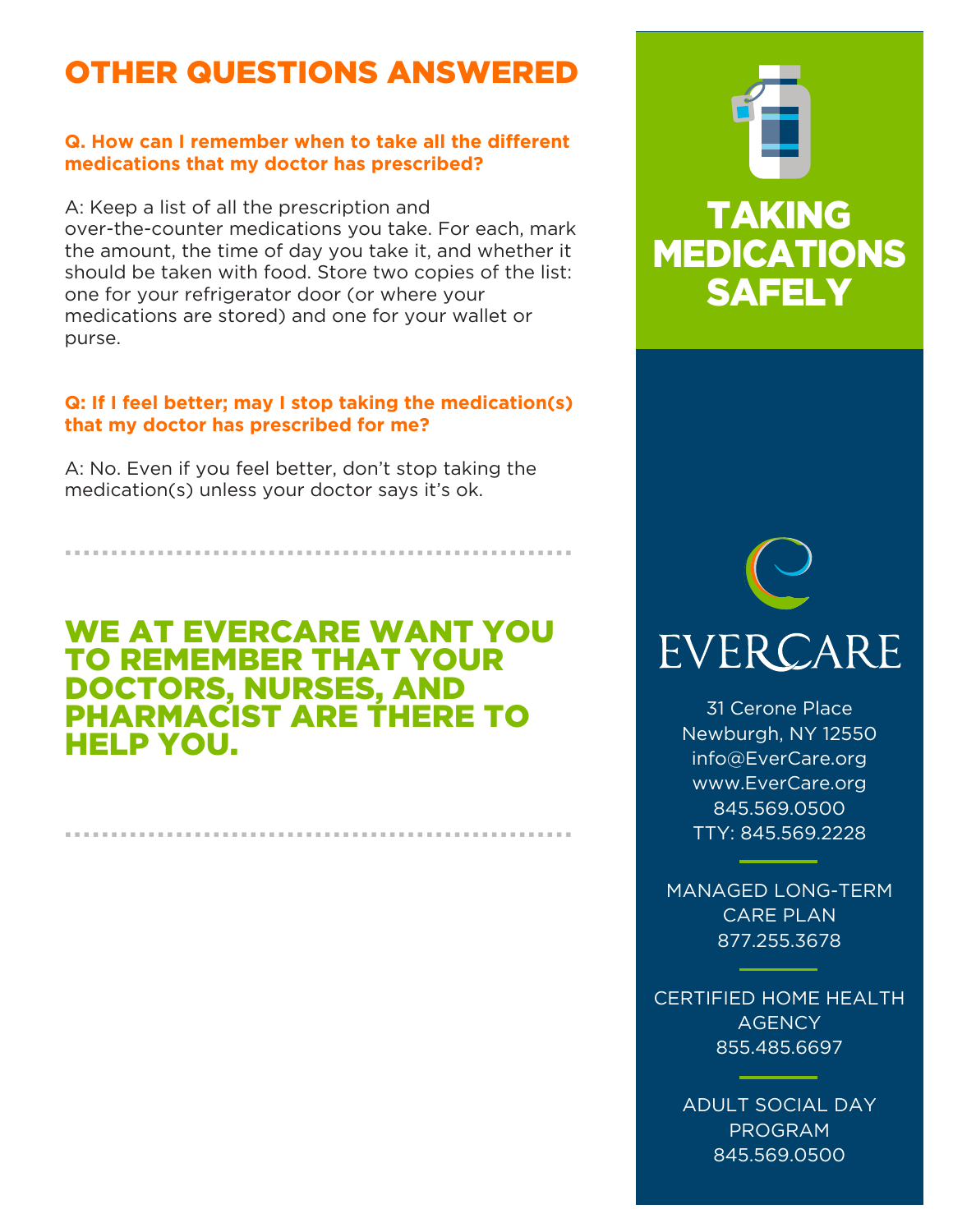# OTHER QUESTIONS ANSWERED

**Q. How can I remember when to take all the different medications that my doctor has prescribed?**

A: Keep a list of all the prescription and over-the-counter medications you take. For each, mark the amount, the time of day you take it, and whether it should be taken with food. Store two copies of the list: one for your refrigerator door (or where your medications are stored) and one for your wallet or purse.

**Q: If I feel better; may I stop taking the medication(s) that my doctor has prescribed for me?**

A: No. Even if you feel better, don't stop taking the medication(s) unless your doctor says it's ok.

## WE AT EVERCARE WANT YOU TO REMEMBER THAT YOUR DOCTORS, NURSES, AND PHARMACIST ARE THERE TO HELP YOU.

# TAKING MEDICATIONS SAFELY

EVERCARE

31 Cerone Place
Newburgh, NY 12550
info@EverCare.org
www.EverCare.org
845.569.0500
TTY: 845.569.2228

MANAGED LONG-TERM CARE PLAN
877.255.3678

CERTIFIED HOME HEALTH AGENCY
855.485.6697

ADULT SOCIAL DAY PROGRAM
845.569.0500